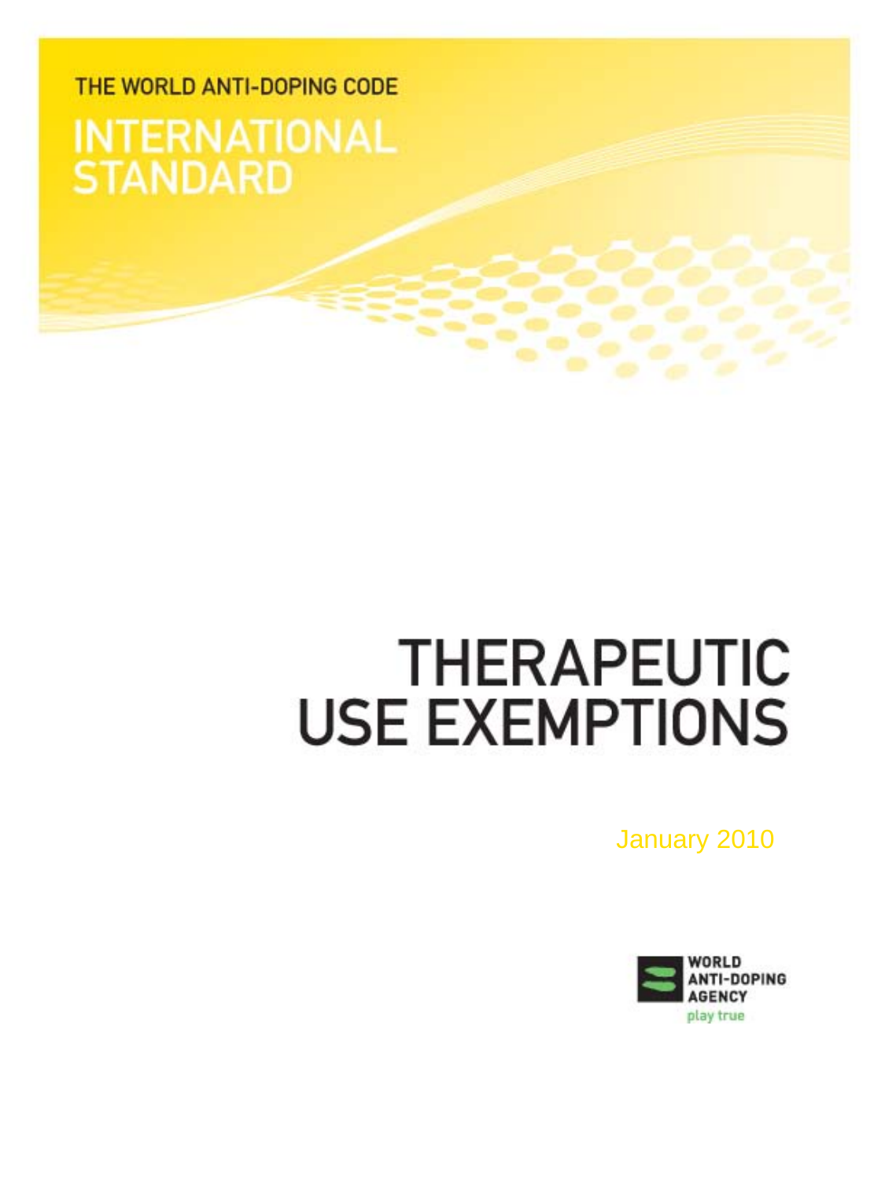THE WORLD ANTI-DOPING CODE

# INTERNATIONAL STANDARD

# THERAPEUTIC USE EXEMPTIONS

January 2010

WORLD ANTI-DOPING AGENCY

play true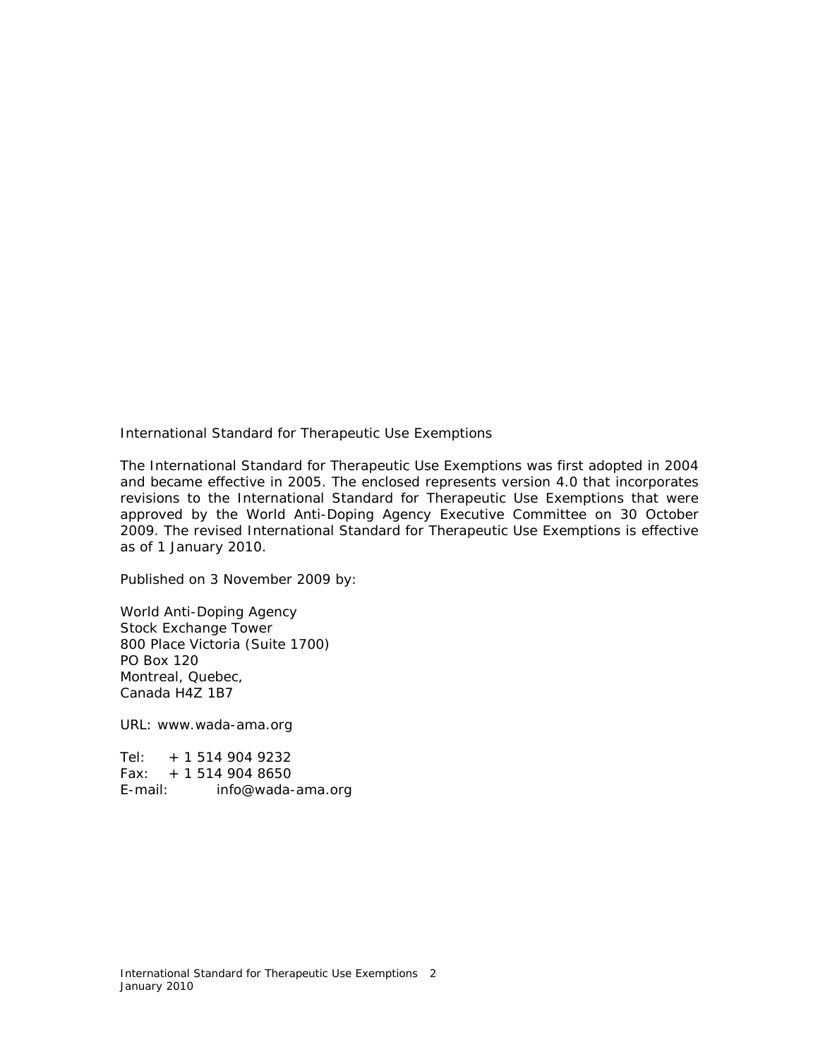International Standard for Therapeutic Use Exemptions

The International Standard for Therapeutic Use Exemptions was first adopted in 2004 and became effective in 2005. The enclosed represents version 4.0 that incorporates revisions to the International Standard for Therapeutic Use Exemptions that were approved by the World Anti-Doping Agency Executive Committee on 30 October 2009. The revised International Standard for Therapeutic Use Exemptions is effective as of 1 January 2010.

Published on 3 November 2009 by:

World Anti-Doping Agency
Stock Exchange Tower
800 Place Victoria (Suite 1700)
PO Box 120
Montreal, Quebec,
Canada H4Z 1B7

URL: www.wada-ama.org

Tel: + 1 514 904 9232
Fax: + 1 514 904 8650
E-mail: info@wada-ama.org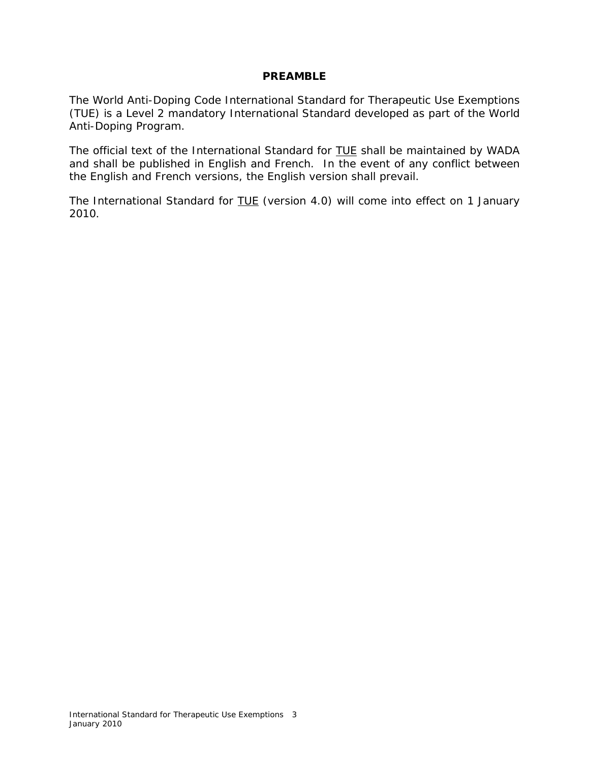## PREAMBLE

The World Anti-Doping Code International Standard for Therapeutic Use Exemptions (TUE) is a Level 2 mandatory International Standard developed as part of the World Anti-Doping Program.

The official text of the International Standard for TUE shall be maintained by WADA and shall be published in English and French. In the event of any conflict between the English and French versions, the English version shall prevail.

The International Standard for TUE (version 4.0) will come into effect on 1 January 2010.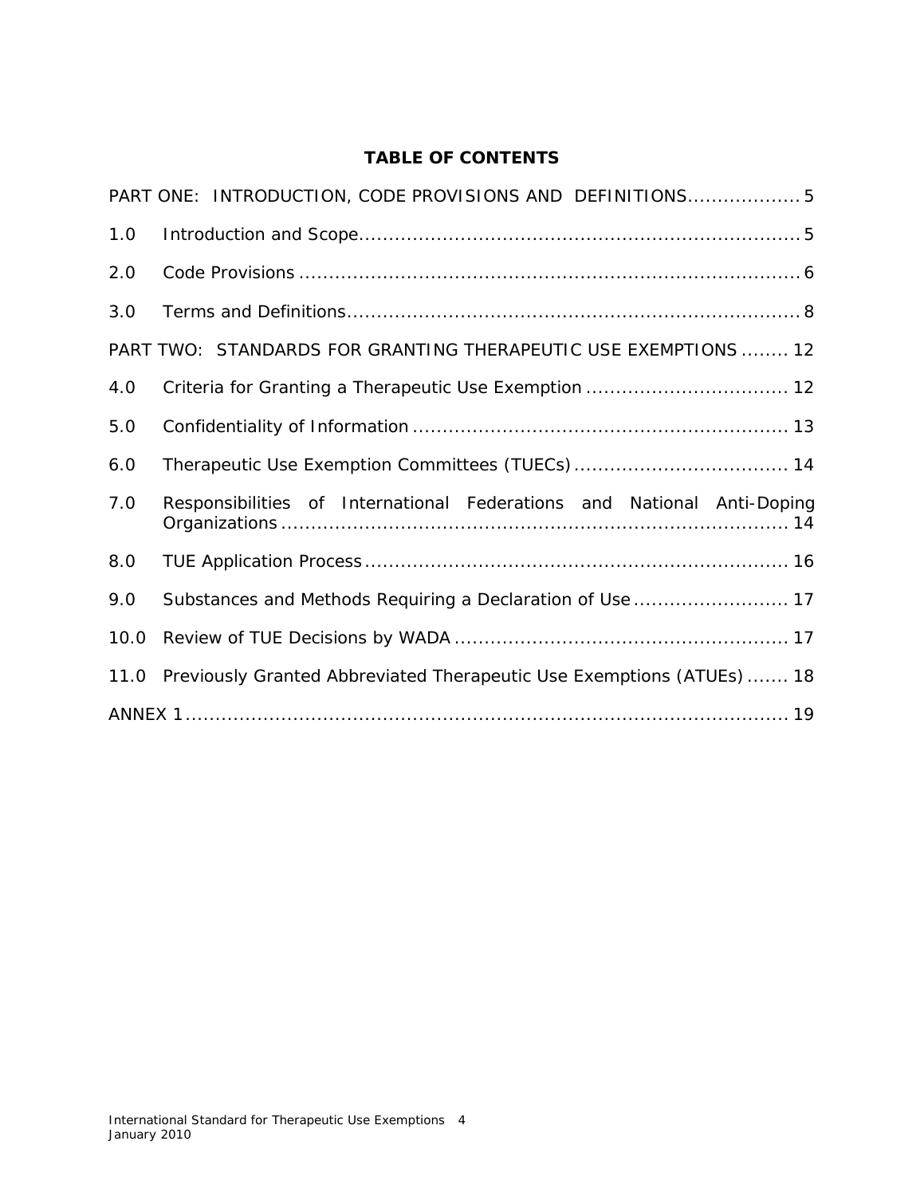**TABLE OF CONTENTS**

PART ONE: INTRODUCTION, CODE PROVISIONS AND DEFINITIONS .................. 5

1.0 Introduction and Scope ......................................................................... 5

2.0 Code Provisions .................................................................................. 6

3.0 Terms and Definitions .......................................................................... 8

PART TWO: STANDARDS FOR GRANTING THERAPEUTIC USE EXEMPTIONS ........ 12

4.0 Criteria for Granting a Therapeutic Use Exemption ................................. 12

5.0 Confidentiality of Information ............................................................. 13

6.0 Therapeutic Use Exemption Committees (TUECs) ................................... 14

7.0 Responsibilities of International Federations and National Anti-Doping Organizations .................................................................................... 14

8.0 TUE Application Process ..................................................................... 16

9.0 Substances and Methods Requiring a Declaration of Use ......................... 17

10.0 Review of TUE Decisions by WADA ....................................................... 17

11.0 Previously Granted Abbreviated Therapeutic Use Exemptions (ATUEs) ....... 18

ANNEX 1 ................................................................................................ 19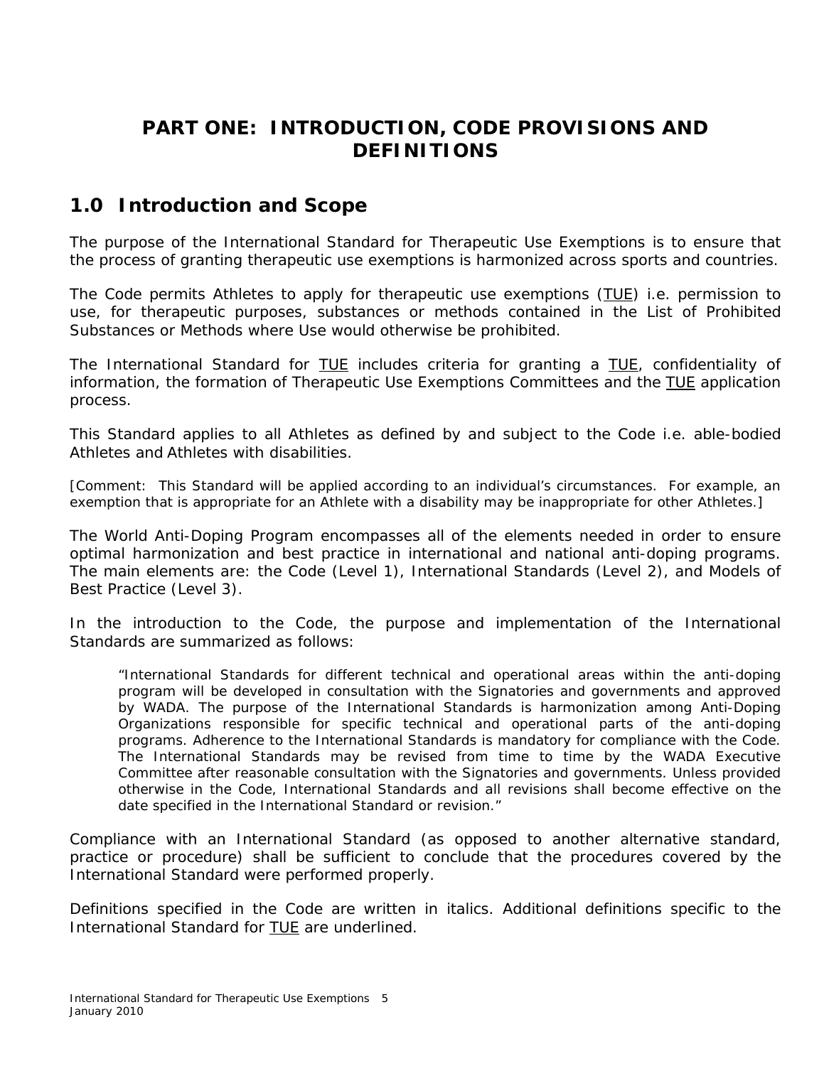# PART ONE: INTRODUCTION, CODE PROVISIONS AND DEFINITIONS

## 1.0 Introduction and Scope

The purpose of the International Standard for Therapeutic Use Exemptions is to ensure that the process of granting therapeutic use exemptions is harmonized across sports and countries.

The Code permits Athletes to apply for therapeutic use exemptions (<u>TUE</u>) i.e. permission to use, for therapeutic purposes, substances or methods contained in the List of Prohibited Substances or Methods where Use would otherwise be prohibited.

The International Standard for <u>TUE</u> includes criteria for granting a <u>TUE</u>, confidentiality of information, the formation of Therapeutic Use Exemptions Committees and the <u>TUE</u> application process.

This Standard applies to all Athletes as defined by and subject to the Code i.e. able-bodied Athletes and Athletes with disabilities.

[Comment: This Standard will be applied according to an individual's circumstances. For example, an exemption that is appropriate for an Athlete with a disability may be inappropriate for other Athletes.]

The World Anti-Doping Program encompasses all of the elements needed in order to ensure optimal harmonization and best practice in international and national anti-doping programs. The main elements are: the Code (Level 1), International Standards (Level 2), and Models of Best Practice (Level 3).

In the introduction to the Code, the purpose and implementation of the International Standards are summarized as follows:

> "International Standards for different technical and operational areas within the anti-doping program will be developed in consultation with the Signatories and governments and approved by WADA. The purpose of the International Standards is harmonization among Anti-Doping Organizations responsible for specific technical and operational parts of the anti-doping programs. Adherence to the International Standards is mandatory for compliance with the Code. The International Standards may be revised from time to time by the WADA Executive Committee after reasonable consultation with the Signatories and governments. Unless provided otherwise in the Code, International Standards and all revisions shall become effective on the date specified in the International Standard or revision."

Compliance with an International Standard (as opposed to another alternative standard, practice or procedure) shall be sufficient to conclude that the procedures covered by the International Standard were performed properly.

Definitions specified in the Code are written in italics. Additional definitions specific to the International Standard for <u>TUE</u> are underlined.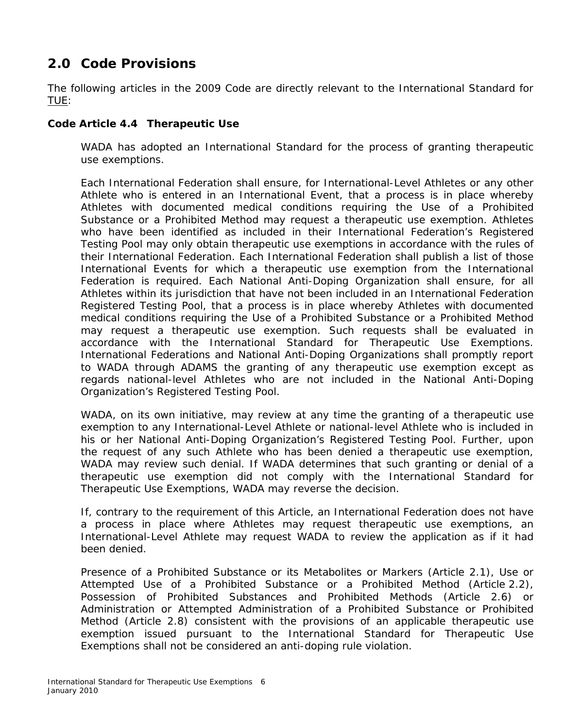## 2.0 Code Provisions

The following articles in the 2009 Code are directly relevant to the International Standard for TUE:

### Code Article 4.4 Therapeutic Use

WADA has adopted an International Standard for the process of granting therapeutic use exemptions.

Each International Federation shall ensure, for International-Level Athletes or any other Athlete who is entered in an International Event, that a process is in place whereby Athletes with documented medical conditions requiring the Use of a Prohibited Substance or a Prohibited Method may request a therapeutic use exemption. Athletes who have been identified as included in their International Federation's Registered Testing Pool may only obtain therapeutic use exemptions in accordance with the rules of their International Federation. Each International Federation shall publish a list of those International Events for which a therapeutic use exemption from the International Federation is required. Each National Anti-Doping Organization shall ensure, for all Athletes within its jurisdiction that have not been included in an International Federation Registered Testing Pool, that a process is in place whereby Athletes with documented medical conditions requiring the Use of a Prohibited Substance or a Prohibited Method may request a therapeutic use exemption. Such requests shall be evaluated in accordance with the International Standard for Therapeutic Use Exemptions. International Federations and National Anti-Doping Organizations shall promptly report to WADA through ADAMS the granting of any therapeutic use exemption except as regards national-level Athletes who are not included in the National Anti-Doping Organization's Registered Testing Pool.

WADA, on its own initiative, may review at any time the granting of a therapeutic use exemption to any International-Level Athlete or national-level Athlete who is included in his or her National Anti-Doping Organization's Registered Testing Pool. Further, upon the request of any such Athlete who has been denied a therapeutic use exemption, WADA may review such denial. If WADA determines that such granting or denial of a therapeutic use exemption did not comply with the International Standard for Therapeutic Use Exemptions, WADA may reverse the decision.

If, contrary to the requirement of this Article, an International Federation does not have a process in place where Athletes may request therapeutic use exemptions, an International-Level Athlete may request WADA to review the application as if it had been denied.

Presence of a Prohibited Substance or its Metabolites or Markers (Article 2.1), Use or Attempted Use of a Prohibited Substance or a Prohibited Method (Article 2.2), Possession of Prohibited Substances and Prohibited Methods (Article 2.6) or Administration or Attempted Administration of a Prohibited Substance or Prohibited Method (Article 2.8) consistent with the provisions of an applicable therapeutic use exemption issued pursuant to the International Standard for Therapeutic Use Exemptions shall not be considered an anti-doping rule violation.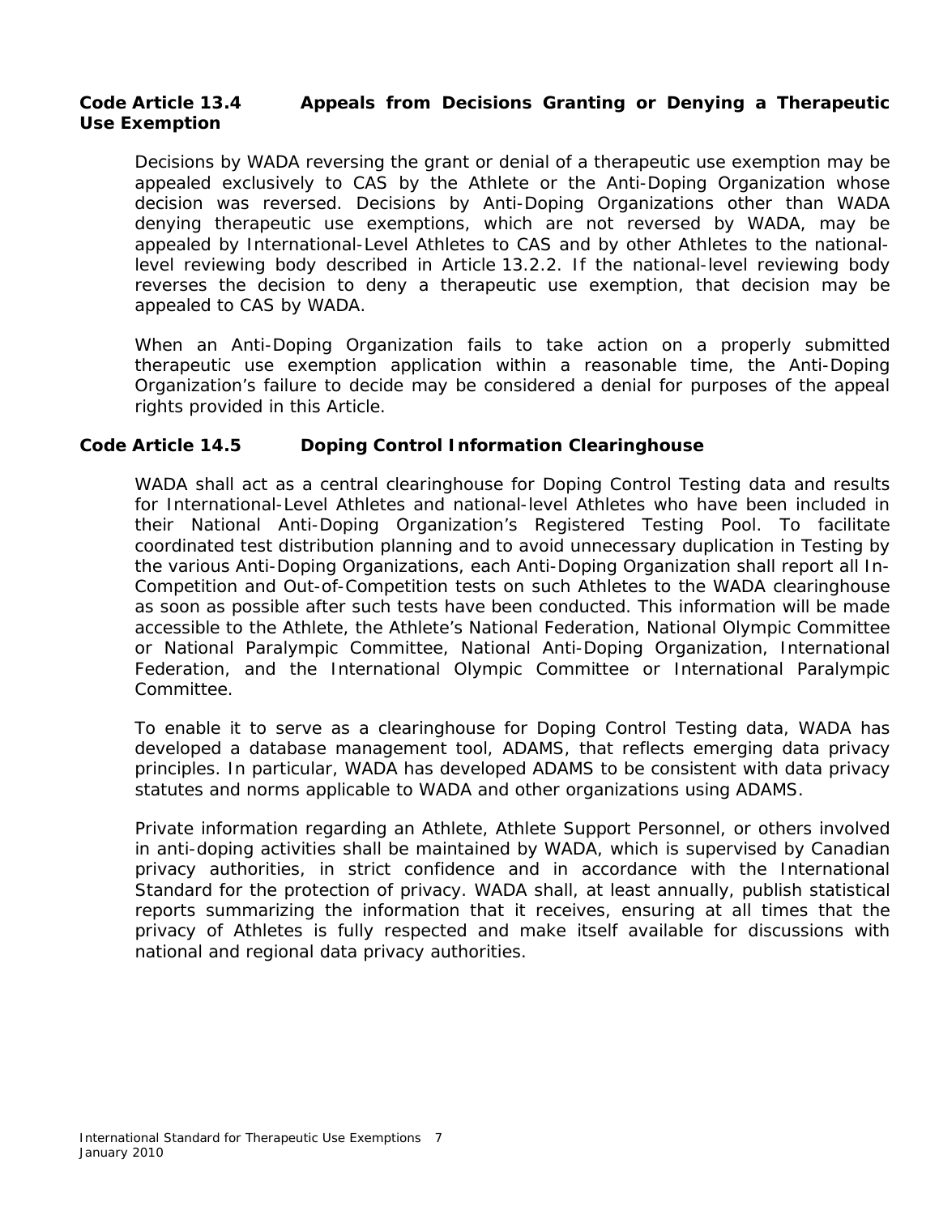**Code Article 13.4 Appeals from Decisions Granting or Denying a Therapeutic Use Exemption**

Decisions by WADA reversing the grant or denial of a therapeutic use exemption may be appealed exclusively to CAS by the Athlete or the Anti-Doping Organization whose decision was reversed. Decisions by Anti-Doping Organizations other than WADA denying therapeutic use exemptions, which are not reversed by WADA, may be appealed by International-Level Athletes to CAS and by other Athletes to the national-level reviewing body described in Article 13.2.2. If the national-level reviewing body reverses the decision to deny a therapeutic use exemption, that decision may be appealed to CAS by WADA.

When an Anti-Doping Organization fails to take action on a properly submitted therapeutic use exemption application within a reasonable time, the Anti-Doping Organization's failure to decide may be considered a denial for purposes of the appeal rights provided in this Article.

**Code Article 14.5 Doping Control Information Clearinghouse**

WADA shall act as a central clearinghouse for Doping Control Testing data and results for International-Level Athletes and national-level Athletes who have been included in their National Anti-Doping Organization's Registered Testing Pool. To facilitate coordinated test distribution planning and to avoid unnecessary duplication in Testing by the various Anti-Doping Organizations, each Anti-Doping Organization shall report all In-Competition and Out-of-Competition tests on such Athletes to the WADA clearinghouse as soon as possible after such tests have been conducted. This information will be made accessible to the Athlete, the Athlete's National Federation, National Olympic Committee or National Paralympic Committee, National Anti-Doping Organization, International Federation, and the International Olympic Committee or International Paralympic Committee.

To enable it to serve as a clearinghouse for Doping Control Testing data, WADA has developed a database management tool, ADAMS, that reflects emerging data privacy principles. In particular, WADA has developed ADAMS to be consistent with data privacy statutes and norms applicable to WADA and other organizations using ADAMS.

Private information regarding an Athlete, Athlete Support Personnel, or others involved in anti-doping activities shall be maintained by WADA, which is supervised by Canadian privacy authorities, in strict confidence and in accordance with the International Standard for the protection of privacy. WADA shall, at least annually, publish statistical reports summarizing the information that it receives, ensuring at all times that the privacy of Athletes is fully respected and make itself available for discussions with national and regional data privacy authorities.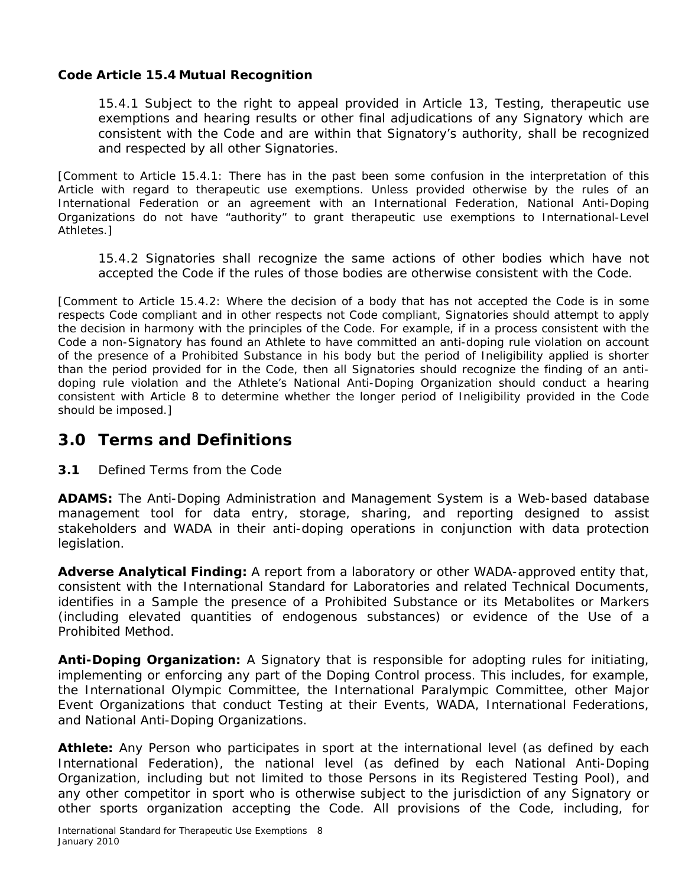**Code Article 15.4 Mutual Recognition**

15.4.1 Subject to the right to appeal provided in Article 13, Testing, therapeutic use exemptions and hearing results or other final adjudications of any Signatory which are consistent with the Code and are within that Signatory's authority, shall be recognized and respected by all other Signatories.

[Comment to Article 15.4.1: There has in the past been some confusion in the interpretation of this Article with regard to therapeutic use exemptions. Unless provided otherwise by the rules of an International Federation or an agreement with an International Federation, National Anti-Doping Organizations do not have "authority" to grant therapeutic use exemptions to International-Level Athletes.]

15.4.2 Signatories shall recognize the same actions of other bodies which have not accepted the Code if the rules of those bodies are otherwise consistent with the Code.

[Comment to Article 15.4.2: Where the decision of a body that has not accepted the Code is in some respects Code compliant and in other respects not Code compliant, Signatories should attempt to apply the decision in harmony with the principles of the Code. For example, if in a process consistent with the Code a non-Signatory has found an Athlete to have committed an anti-doping rule violation on account of the presence of a Prohibited Substance in his body but the period of Ineligibility applied is shorter than the period provided for in the Code, then all Signatories should recognize the finding of an anti-doping rule violation and the Athlete's National Anti-Doping Organization should conduct a hearing consistent with Article 8 to determine whether the longer period of Ineligibility provided in the Code should be imposed.]

## 3.0 Terms and Definitions

**3.1** Defined Terms from the Code

**ADAMS:** The Anti-Doping Administration and Management System is a Web-based database management tool for data entry, storage, sharing, and reporting designed to assist stakeholders and WADA in their anti-doping operations in conjunction with data protection legislation.

**Adverse Analytical Finding:** A report from a laboratory or other WADA-approved entity that, consistent with the International Standard for Laboratories and related Technical Documents, identifies in a Sample the presence of a Prohibited Substance or its Metabolites or Markers (including elevated quantities of endogenous substances) or evidence of the Use of a Prohibited Method.

**Anti-Doping Organization:** A Signatory that is responsible for adopting rules for initiating, implementing or enforcing any part of the Doping Control process. This includes, for example, the International Olympic Committee, the International Paralympic Committee, other Major Event Organizations that conduct Testing at their Events, WADA, International Federations, and National Anti-Doping Organizations.

**Athlete:** Any Person who participates in sport at the international level (as defined by each International Federation), the national level (as defined by each National Anti-Doping Organization, including but not limited to those Persons in its Registered Testing Pool), and any other competitor in sport who is otherwise subject to the jurisdiction of any Signatory or other sports organization accepting the Code. All provisions of the Code, including, for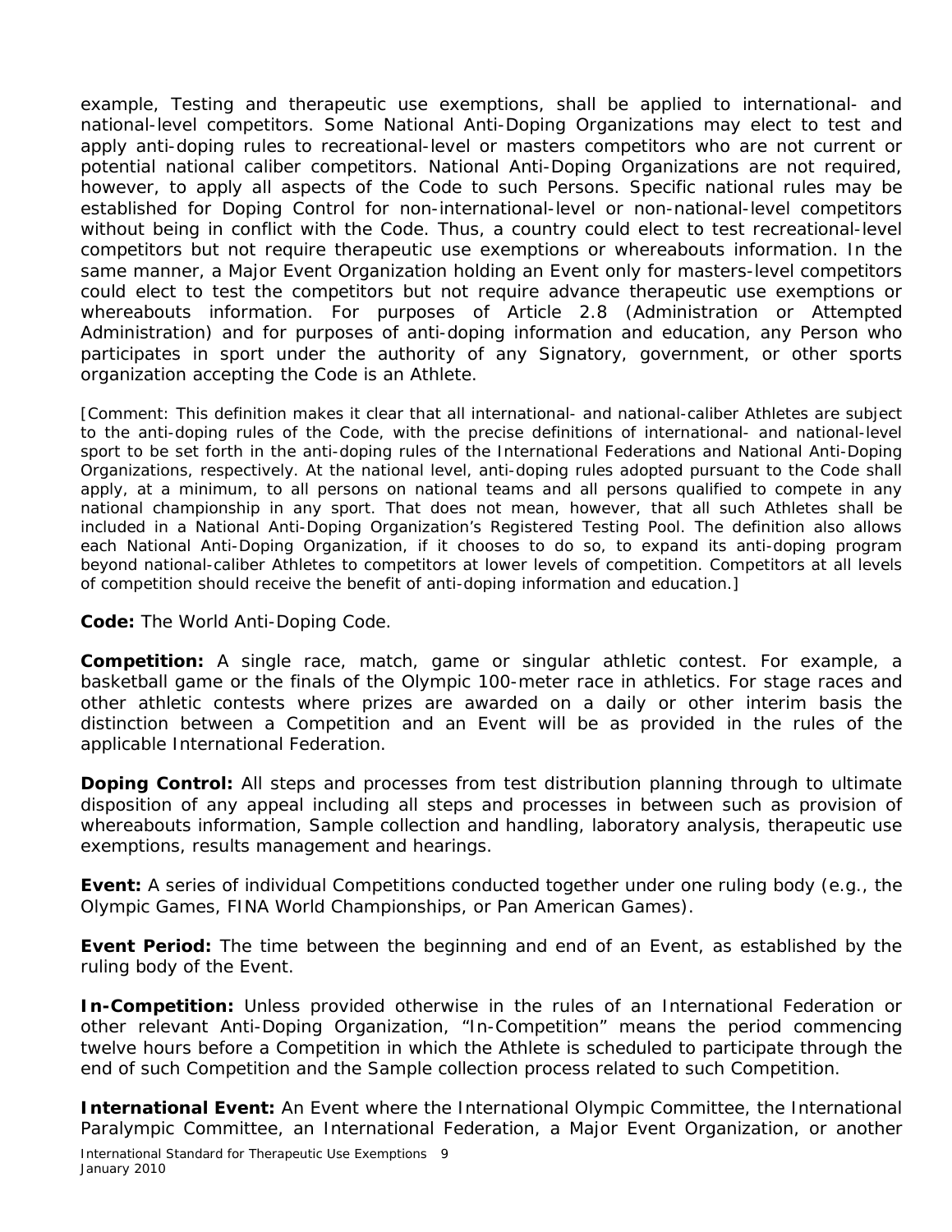example, Testing and therapeutic use exemptions, shall be applied to international- and national-level competitors. Some National Anti-Doping Organizations may elect to test and apply anti-doping rules to recreational-level or masters competitors who are not current or potential national caliber competitors. National Anti-Doping Organizations are not required, however, to apply all aspects of the Code to such Persons. Specific national rules may be established for Doping Control for non-international-level or non-national-level competitors without being in conflict with the Code. Thus, a country could elect to test recreational-level competitors but not require therapeutic use exemptions or whereabouts information. In the same manner, a Major Event Organization holding an Event only for masters-level competitors could elect to test the competitors but not require advance therapeutic use exemptions or whereabouts information. For purposes of Article 2.8 (Administration or Attempted Administration) and for purposes of anti-doping information and education, any Person who participates in sport under the authority of any Signatory, government, or other sports organization accepting the Code is an Athlete.

[Comment: This definition makes it clear that all international- and national-caliber Athletes are subject to the anti-doping rules of the Code, with the precise definitions of international- and national-level sport to be set forth in the anti-doping rules of the International Federations and National Anti-Doping Organizations, respectively. At the national level, anti-doping rules adopted pursuant to the Code shall apply, at a minimum, to all persons on national teams and all persons qualified to compete in any national championship in any sport. That does not mean, however, that all such Athletes shall be included in a National Anti-Doping Organization's Registered Testing Pool. The definition also allows each National Anti-Doping Organization, if it chooses to do so, to expand its anti-doping program beyond national-caliber Athletes to competitors at lower levels of competition. Competitors at all levels of competition should receive the benefit of anti-doping information and education.]

**Code:** The World Anti-Doping Code.

**Competition:** A single race, match, game or singular athletic contest. For example, a basketball game or the finals of the Olympic 100-meter race in athletics. For stage races and other athletic contests where prizes are awarded on a daily or other interim basis the distinction between a Competition and an Event will be as provided in the rules of the applicable International Federation.

**Doping Control:** All steps and processes from test distribution planning through to ultimate disposition of any appeal including all steps and processes in between such as provision of whereabouts information, Sample collection and handling, laboratory analysis, therapeutic use exemptions, results management and hearings.

**Event:** A series of individual Competitions conducted together under one ruling body (e.g., the Olympic Games, FINA World Championships, or Pan American Games).

**Event Period:** The time between the beginning and end of an Event, as established by the ruling body of the Event.

**In-Competition:** Unless provided otherwise in the rules of an International Federation or other relevant Anti-Doping Organization, "In-Competition" means the period commencing twelve hours before a Competition in which the Athlete is scheduled to participate through the end of such Competition and the Sample collection process related to such Competition.

**International Event:** An Event where the International Olympic Committee, the International Paralympic Committee, an International Federation, a Major Event Organization, or another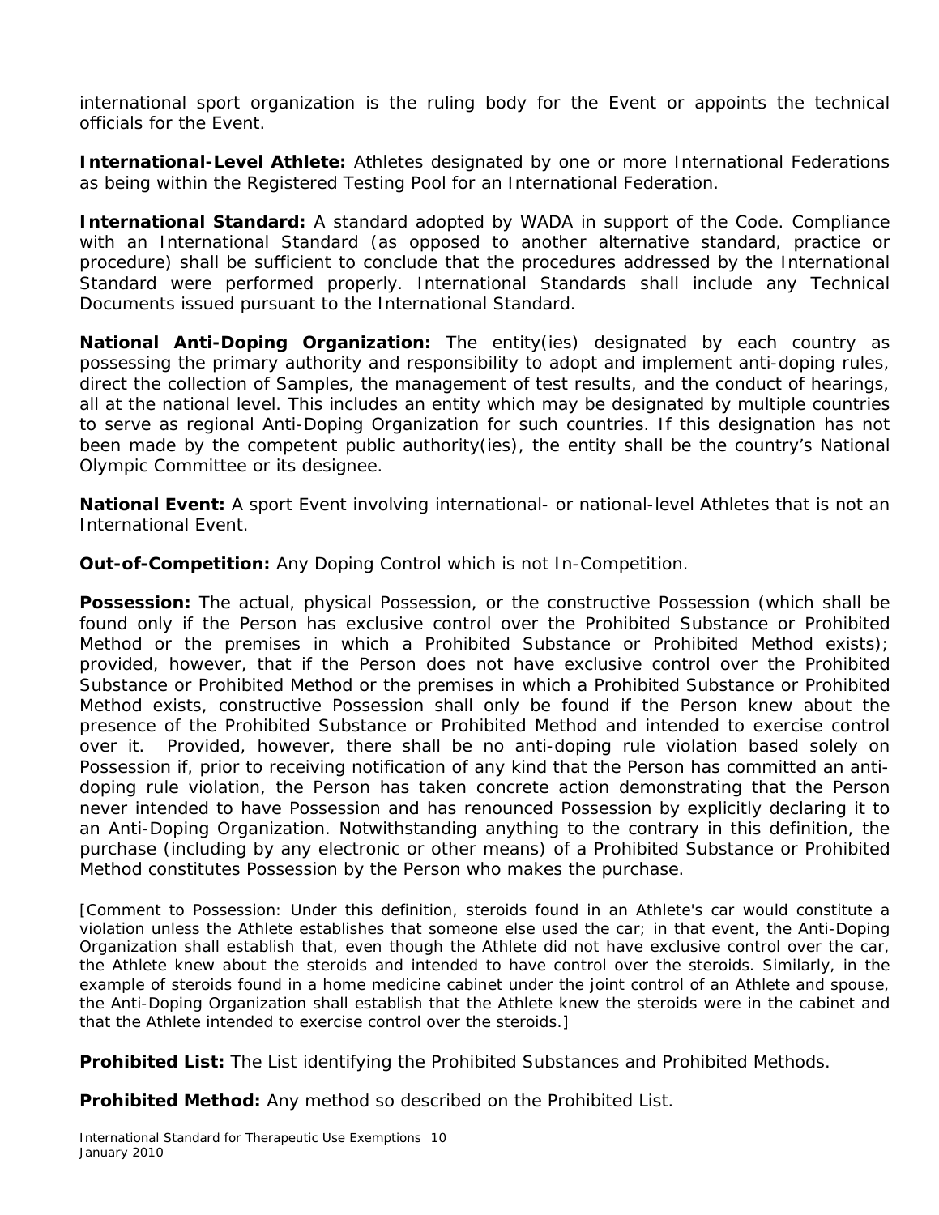international sport organization is the ruling body for the Event or appoints the technical officials for the Event.

**International-Level Athlete:** Athletes designated by one or more International Federations as being within the Registered Testing Pool for an International Federation.

**International Standard:** A standard adopted by WADA in support of the Code. Compliance with an International Standard (as opposed to another alternative standard, practice or procedure) shall be sufficient to conclude that the procedures addressed by the International Standard were performed properly. International Standards shall include any Technical Documents issued pursuant to the International Standard.

**National Anti-Doping Organization:** The entity(ies) designated by each country as possessing the primary authority and responsibility to adopt and implement anti-doping rules, direct the collection of Samples, the management of test results, and the conduct of hearings, all at the national level. This includes an entity which may be designated by multiple countries to serve as regional Anti-Doping Organization for such countries. If this designation has not been made by the competent public authority(ies), the entity shall be the country's National Olympic Committee or its designee.

**National Event:** A sport Event involving international- or national-level Athletes that is not an International Event.

**Out-of-Competition:** Any Doping Control which is not In-Competition.

**Possession:** The actual, physical Possession, or the constructive Possession (which shall be found only if the Person has exclusive control over the Prohibited Substance or Prohibited Method or the premises in which a Prohibited Substance or Prohibited Method exists); provided, however, that if the Person does not have exclusive control over the Prohibited Substance or Prohibited Method or the premises in which a Prohibited Substance or Prohibited Method exists, constructive Possession shall only be found if the Person knew about the presence of the Prohibited Substance or Prohibited Method and intended to exercise control over it. Provided, however, there shall be no anti-doping rule violation based solely on Possession if, prior to receiving notification of any kind that the Person has committed an anti-doping rule violation, the Person has taken concrete action demonstrating that the Person never intended to have Possession and has renounced Possession by explicitly declaring it to an Anti-Doping Organization. Notwithstanding anything to the contrary in this definition, the purchase (including by any electronic or other means) of a Prohibited Substance or Prohibited Method constitutes Possession by the Person who makes the purchase.

[Comment to Possession: Under this definition, steroids found in an Athlete's car would constitute a violation unless the Athlete establishes that someone else used the car; in that event, the Anti-Doping Organization shall establish that, even though the Athlete did not have exclusive control over the car, the Athlete knew about the steroids and intended to have control over the steroids. Similarly, in the example of steroids found in a home medicine cabinet under the joint control of an Athlete and spouse, the Anti-Doping Organization shall establish that the Athlete knew the steroids were in the cabinet and that the Athlete intended to exercise control over the steroids.]

**Prohibited List:** The List identifying the Prohibited Substances and Prohibited Methods.

**Prohibited Method:** Any method so described on the Prohibited List.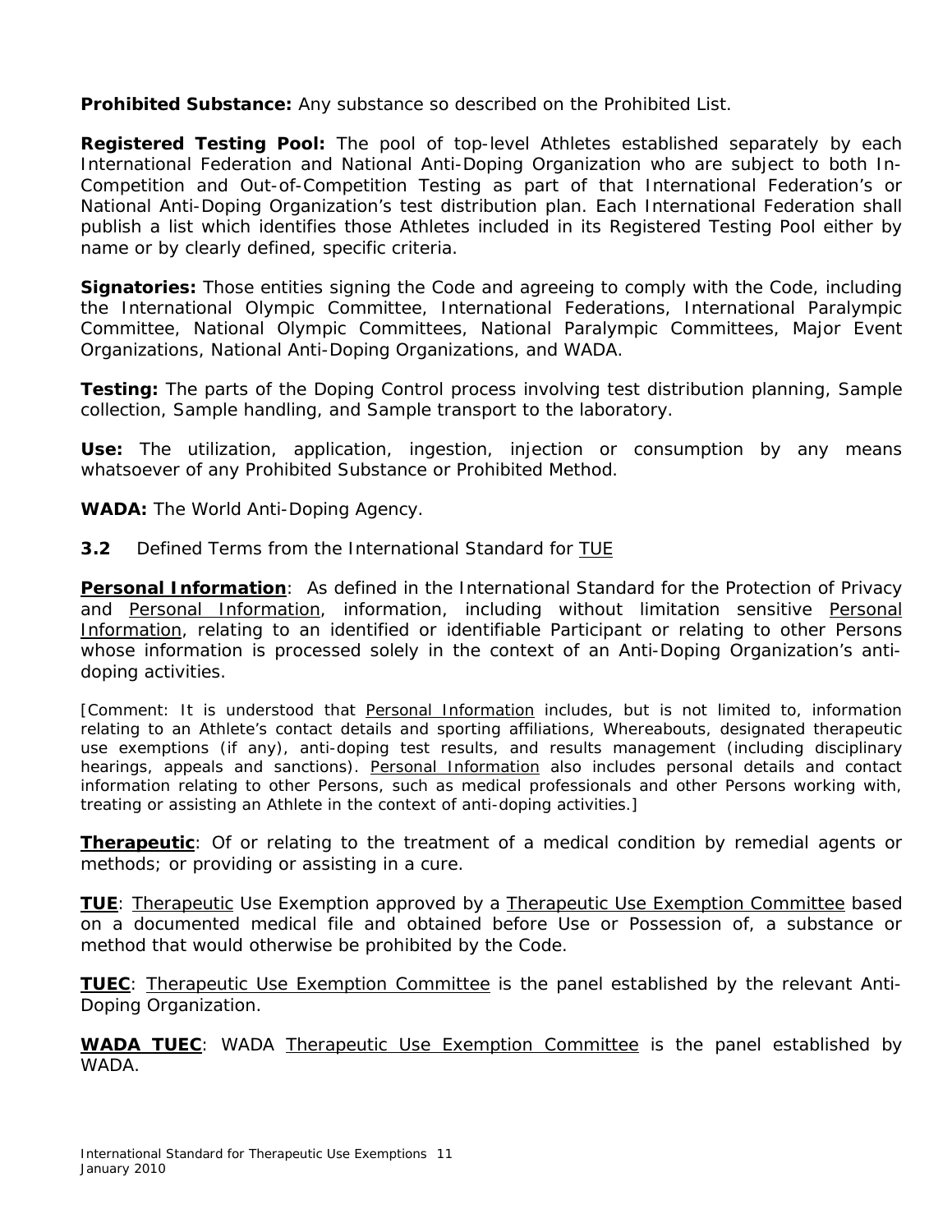**Prohibited Substance:** Any substance so described on the Prohibited List.

**Registered Testing Pool:** The pool of top-level Athletes established separately by each International Federation and National Anti-Doping Organization who are subject to both In-Competition and Out-of-Competition Testing as part of that International Federation's or National Anti-Doping Organization's test distribution plan. Each International Federation shall publish a list which identifies those Athletes included in its Registered Testing Pool either by name or by clearly defined, specific criteria.

**Signatories:** Those entities signing the Code and agreeing to comply with the Code, including the International Olympic Committee, International Federations, International Paralympic Committee, National Olympic Committees, National Paralympic Committees, Major Event Organizations, National Anti-Doping Organizations, and WADA.

**Testing:** The parts of the Doping Control process involving test distribution planning, Sample collection, Sample handling, and Sample transport to the laboratory.

**Use:** The utilization, application, ingestion, injection or consumption by any means whatsoever of any Prohibited Substance or Prohibited Method.

**WADA:** The World Anti-Doping Agency.

**3.2** Defined Terms from the International Standard for <u>TUE</u>

**<u>Personal Information</u>**: As defined in the International Standard for the Protection of Privacy and <u>Personal Information</u>, information, including without limitation sensitive <u>Personal Information</u>, relating to an identified or identifiable Participant or relating to other Persons whose information is processed solely in the context of an Anti-Doping Organization's anti-doping activities.

[Comment: It is understood that <u>Personal Information</u> includes, but is not limited to, information relating to an Athlete's contact details and sporting affiliations, Whereabouts, designated therapeutic use exemptions (if any), anti-doping test results, and results management (including disciplinary hearings, appeals and sanctions). <u>Personal Information</u> also includes personal details and contact information relating to other Persons, such as medical professionals and other Persons working with, treating or assisting an Athlete in the context of anti-doping activities.]

**<u>Therapeutic</u>**: Of or relating to the treatment of a medical condition by remedial agents or methods; or providing or assisting in a cure.

**<u>TUE</u>**: <u>Therapeutic</u> Use Exemption approved by a <u>Therapeutic Use Exemption Committee</u> based on a documented medical file and obtained before Use or Possession of, a substance or method that would otherwise be prohibited by the Code.

**<u>TUEC</u>**: <u>Therapeutic Use Exemption Committee</u> is the panel established by the relevant Anti-Doping Organization.

**<u>WADA TUEC</u>**: WADA <u>Therapeutic Use Exemption Committee</u> is the panel established by WADA.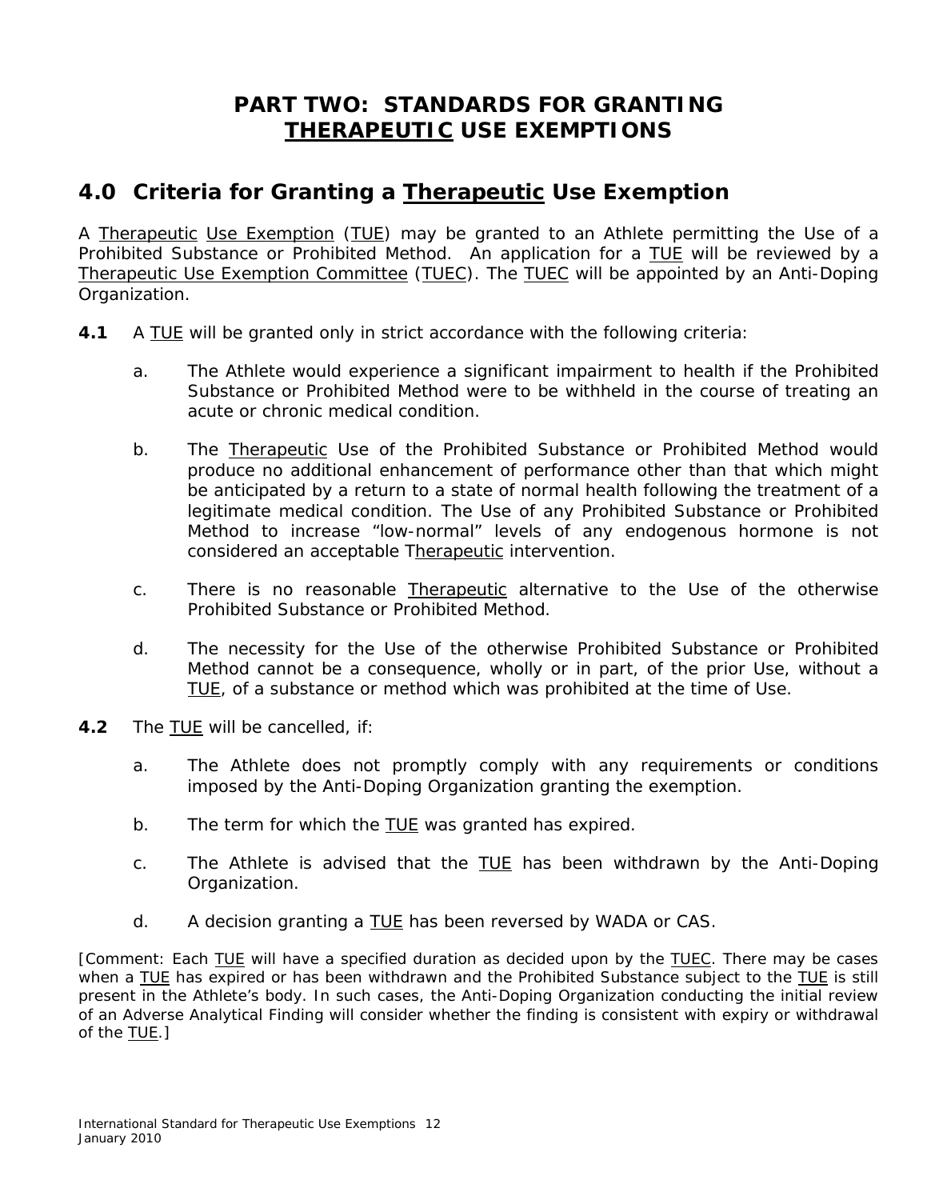# PART TWO: STANDARDS FOR GRANTING THERAPEUTIC USE EXEMPTIONS

## 4.0 Criteria for Granting a Therapeutic Use Exemption

A Therapeutic Use Exemption (TUE) may be granted to an Athlete permitting the Use of a Prohibited Substance or Prohibited Method. An application for a TUE will be reviewed by a Therapeutic Use Exemption Committee (TUEC). The TUEC will be appointed by an Anti-Doping Organization.

**4.1** A TUE will be granted only in strict accordance with the following criteria:

a. The Athlete would experience a significant impairment to health if the Prohibited Substance or Prohibited Method were to be withheld in the course of treating an acute or chronic medical condition.

b. The Therapeutic Use of the Prohibited Substance or Prohibited Method would produce no additional enhancement of performance other than that which might be anticipated by a return to a state of normal health following the treatment of a legitimate medical condition. The Use of any Prohibited Substance or Prohibited Method to increase "low-normal" levels of any endogenous hormone is not considered an acceptable Therapeutic intervention.

c. There is no reasonable Therapeutic alternative to the Use of the otherwise Prohibited Substance or Prohibited Method.

d. The necessity for the Use of the otherwise Prohibited Substance or Prohibited Method cannot be a consequence, wholly or in part, of the prior Use, without a TUE, of a substance or method which was prohibited at the time of Use.

**4.2** The TUE will be cancelled, if:

a. The Athlete does not promptly comply with any requirements or conditions imposed by the Anti-Doping Organization granting the exemption.

b. The term for which the TUE was granted has expired.

c. The Athlete is advised that the TUE has been withdrawn by the Anti-Doping Organization.

d. A decision granting a TUE has been reversed by WADA or CAS.

[Comment: Each TUE will have a specified duration as decided upon by the TUEC. There may be cases when a TUE has expired or has been withdrawn and the Prohibited Substance subject to the TUE is still present in the Athlete's body. In such cases, the Anti-Doping Organization conducting the initial review of an Adverse Analytical Finding will consider whether the finding is consistent with expiry or withdrawal of the TUE.]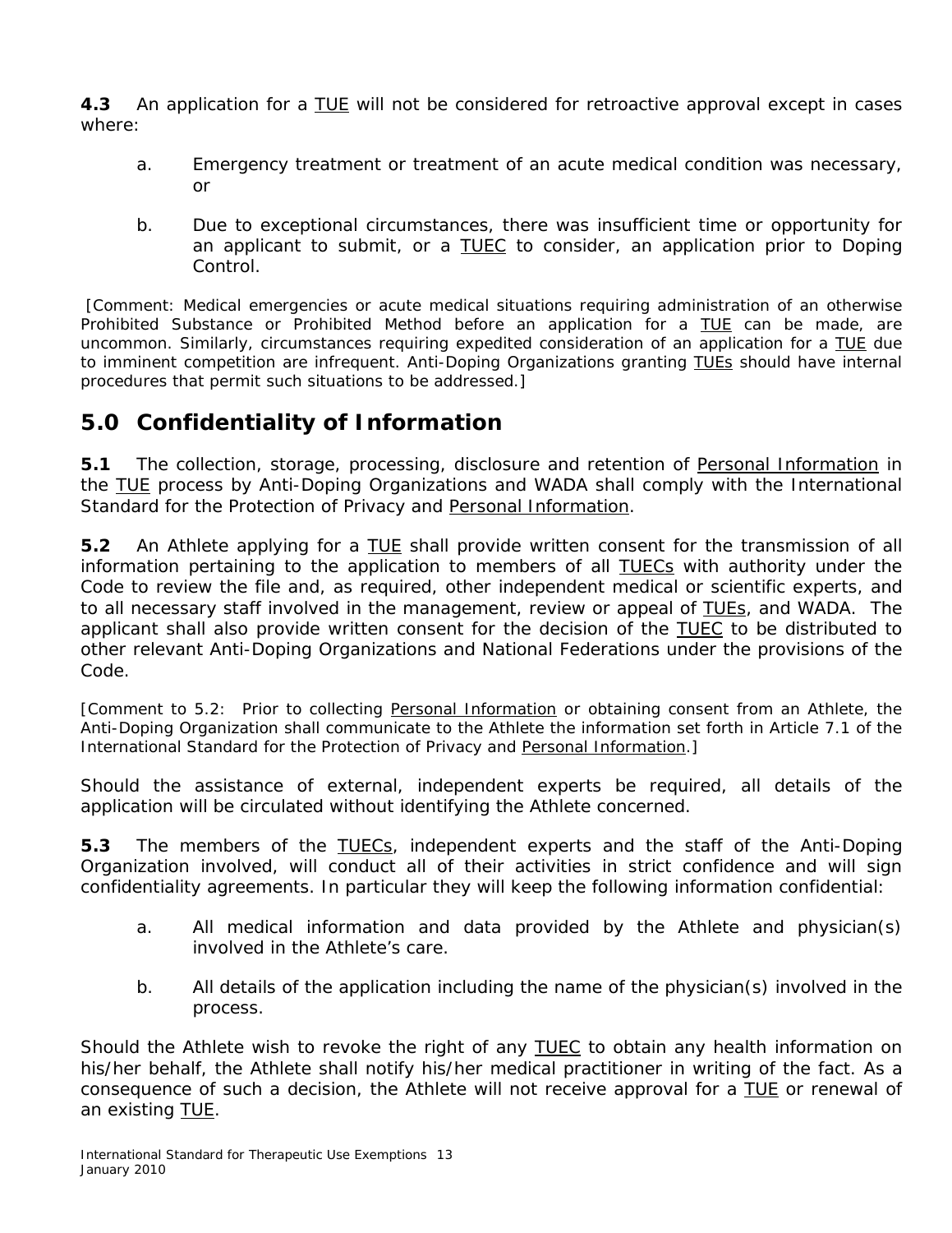**4.3** An application for a TUE will not be considered for retroactive approval except in cases where:

a. Emergency treatment or treatment of an acute medical condition was necessary, or

b. Due to exceptional circumstances, there was insufficient time or opportunity for an applicant to submit, or a TUEC to consider, an application prior to Doping Control.

[Comment: Medical emergencies or acute medical situations requiring administration of an otherwise Prohibited Substance or Prohibited Method before an application for a TUE can be made, are uncommon. Similarly, circumstances requiring expedited consideration of an application for a TUE due to imminent competition are infrequent. Anti-Doping Organizations granting TUEs should have internal procedures that permit such situations to be addressed.]

## 5.0 Confidentiality of Information

**5.1** The collection, storage, processing, disclosure and retention of Personal Information in the TUE process by Anti-Doping Organizations and WADA shall comply with the International Standard for the Protection of Privacy and Personal Information.

**5.2** An Athlete applying for a TUE shall provide written consent for the transmission of all information pertaining to the application to members of all TUECs with authority under the Code to review the file and, as required, other independent medical or scientific experts, and to all necessary staff involved in the management, review or appeal of TUEs, and WADA. The applicant shall also provide written consent for the decision of the TUEC to be distributed to other relevant Anti-Doping Organizations and National Federations under the provisions of the Code.

[Comment to 5.2: Prior to collecting Personal Information or obtaining consent from an Athlete, the Anti-Doping Organization shall communicate to the Athlete the information set forth in Article 7.1 of the International Standard for the Protection of Privacy and Personal Information.]

Should the assistance of external, independent experts be required, all details of the application will be circulated without identifying the Athlete concerned.

**5.3** The members of the TUECs, independent experts and the staff of the Anti-Doping Organization involved, will conduct all of their activities in strict confidence and will sign confidentiality agreements. In particular they will keep the following information confidential:

a. All medical information and data provided by the Athlete and physician(s) involved in the Athlete's care.

b. All details of the application including the name of the physician(s) involved in the process.

Should the Athlete wish to revoke the right of any TUEC to obtain any health information on his/her behalf, the Athlete shall notify his/her medical practitioner in writing of the fact. As a consequence of such a decision, the Athlete will not receive approval for a TUE or renewal of an existing TUE.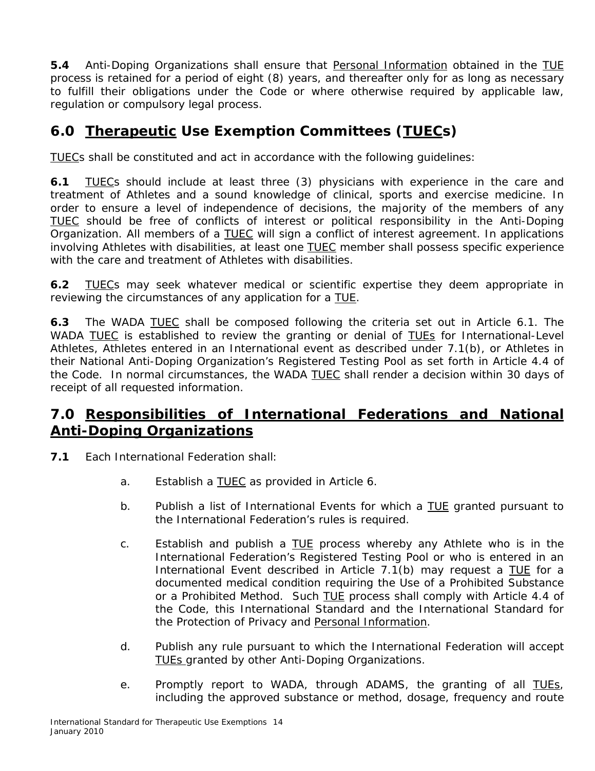**5.4** Anti-Doping Organizations shall ensure that Personal Information obtained in the TUE process is retained for a period of eight (8) years, and thereafter only for as long as necessary to fulfill their obligations under the Code or where otherwise required by applicable law, regulation or compulsory legal process.

## 6.0 Therapeutic Use Exemption Committees (TUECs)

TUECs shall be constituted and act in accordance with the following guidelines:

**6.1** TUECs should include at least three (3) physicians with experience in the care and treatment of Athletes and a sound knowledge of clinical, sports and exercise medicine. In order to ensure a level of independence of decisions, the majority of the members of any TUEC should be free of conflicts of interest or political responsibility in the Anti-Doping Organization. All members of a TUEC will sign a conflict of interest agreement. In applications involving Athletes with disabilities, at least one TUEC member shall possess specific experience with the care and treatment of Athletes with disabilities.

**6.2** TUECs may seek whatever medical or scientific expertise they deem appropriate in reviewing the circumstances of any application for a TUE.

**6.3** The WADA TUEC shall be composed following the criteria set out in Article 6.1. The WADA TUEC is established to review the granting or denial of TUEs for International-Level Athletes, Athletes entered in an International event as described under 7.1(b), or Athletes in their National Anti-Doping Organization's Registered Testing Pool as set forth in Article 4.4 of the Code. In normal circumstances, the WADA TUEC shall render a decision within 30 days of receipt of all requested information.

## 7.0 Responsibilities of International Federations and National Anti-Doping Organizations

**7.1** Each International Federation shall:

a. Establish a TUEC as provided in Article 6.

b. Publish a list of International Events for which a TUE granted pursuant to the International Federation's rules is required.

c. Establish and publish a TUE process whereby any Athlete who is in the International Federation's Registered Testing Pool or who is entered in an International Event described in Article 7.1(b) may request a TUE for a documented medical condition requiring the Use of a Prohibited Substance or a Prohibited Method. Such TUE process shall comply with Article 4.4 of the Code, this International Standard and the International Standard for the Protection of Privacy and Personal Information.

d. Publish any rule pursuant to which the International Federation will accept TUEs granted by other Anti-Doping Organizations.

e. Promptly report to WADA, through ADAMS, the granting of all TUEs, including the approved substance or method, dosage, frequency and route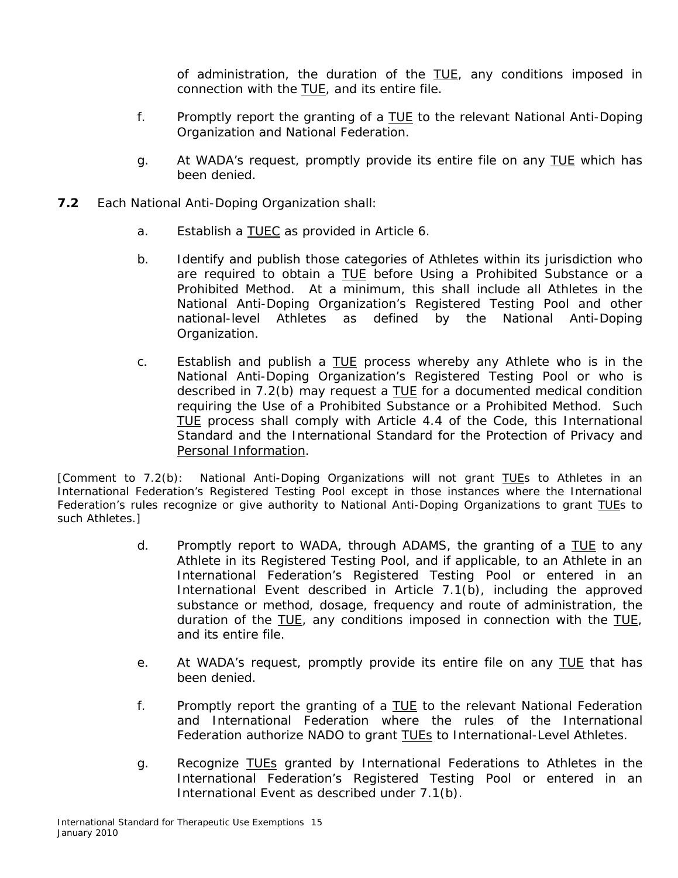of administration, the duration of the TUE, any conditions imposed in connection with the TUE, and its entire file.

f. Promptly report the granting of a TUE to the relevant National Anti-Doping Organization and National Federation.

g. At WADA's request, promptly provide its entire file on any TUE which has been denied.

**7.2** Each National Anti-Doping Organization shall:

a. Establish a TUEC as provided in Article 6.

b. Identify and publish those categories of Athletes within its jurisdiction who are required to obtain a TUE before Using a Prohibited Substance or a Prohibited Method. At a minimum, this shall include all Athletes in the National Anti-Doping Organization's Registered Testing Pool and other national-level Athletes as defined by the National Anti-Doping Organization.

c. Establish and publish a TUE process whereby any Athlete who is in the National Anti-Doping Organization's Registered Testing Pool or who is described in 7.2(b) may request a TUE for a documented medical condition requiring the Use of a Prohibited Substance or a Prohibited Method. Such TUE process shall comply with Article 4.4 of the Code, this International Standard and the International Standard for the Protection of Privacy and Personal Information.

[Comment to 7.2(b): National Anti-Doping Organizations will not grant TUEs to Athletes in an International Federation's Registered Testing Pool except in those instances where the International Federation's rules recognize or give authority to National Anti-Doping Organizations to grant TUEs to such Athletes.]

d. Promptly report to WADA, through ADAMS, the granting of a TUE to any Athlete in its Registered Testing Pool, and if applicable, to an Athlete in an International Federation's Registered Testing Pool or entered in an International Event described in Article 7.1(b), including the approved substance or method, dosage, frequency and route of administration, the duration of the TUE, any conditions imposed in connection with the TUE, and its entire file.

e. At WADA's request, promptly provide its entire file on any TUE that has been denied.

f. Promptly report the granting of a TUE to the relevant National Federation and International Federation where the rules of the International Federation authorize NADO to grant TUEs to International-Level Athletes.

g. Recognize TUEs granted by International Federations to Athletes in the International Federation's Registered Testing Pool or entered in an International Event as described under 7.1(b).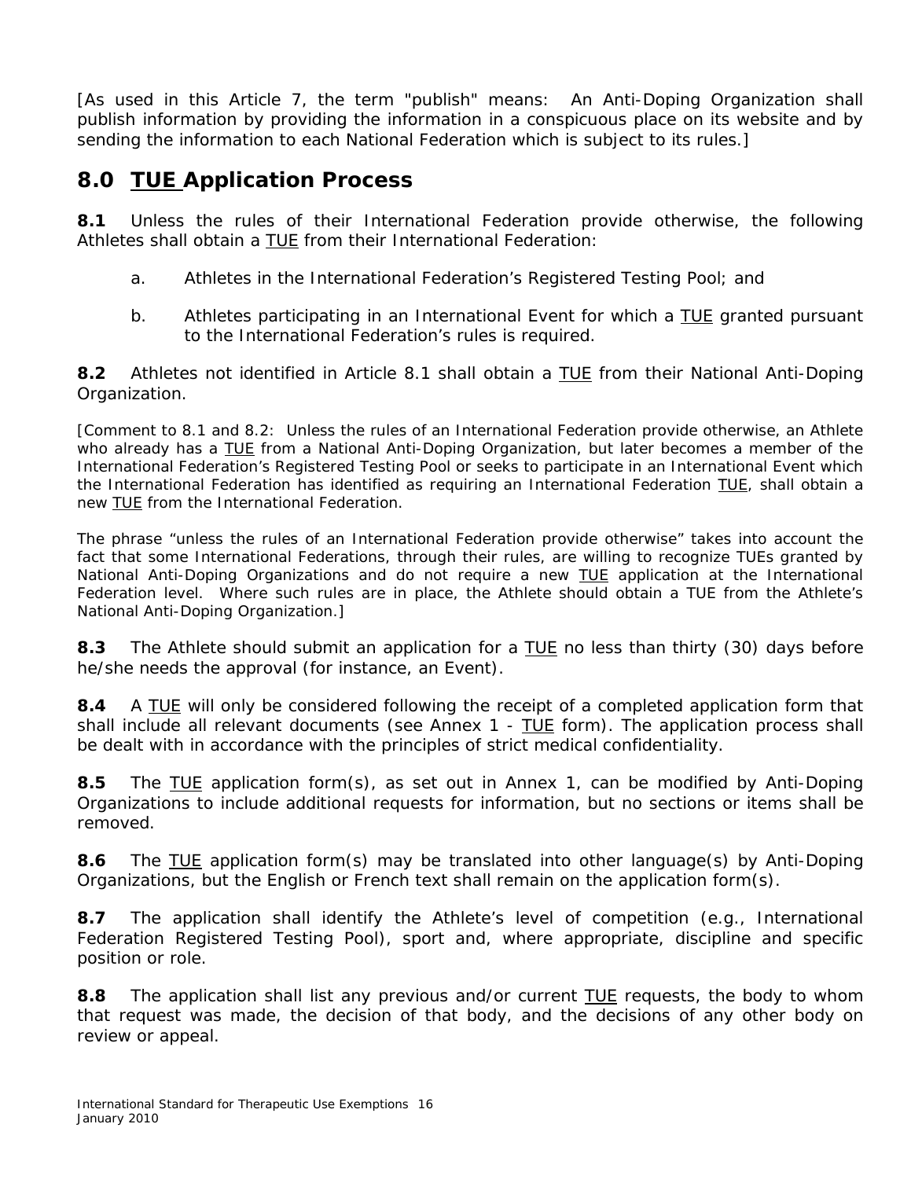[As used in this Article 7, the term "publish" means: An Anti-Doping Organization shall publish information by providing the information in a conspicuous place on its website and by sending the information to each National Federation which is subject to its rules.]

## 8.0 TUE Application Process

**8.1** Unless the rules of their International Federation provide otherwise, the following Athletes shall obtain a TUE from their International Federation:

a. Athletes in the International Federation's Registered Testing Pool; and

b. Athletes participating in an International Event for which a TUE granted pursuant to the International Federation's rules is required.

**8.2** Athletes not identified in Article 8.1 shall obtain a TUE from their National Anti-Doping Organization.

[Comment to 8.1 and 8.2: Unless the rules of an International Federation provide otherwise, an Athlete who already has a TUE from a National Anti-Doping Organization, but later becomes a member of the International Federation's Registered Testing Pool or seeks to participate in an International Event which the International Federation has identified as requiring an International Federation TUE, shall obtain a new TUE from the International Federation.

The phrase "unless the rules of an International Federation provide otherwise" takes into account the fact that some International Federations, through their rules, are willing to recognize TUEs granted by National Anti-Doping Organizations and do not require a new TUE application at the International Federation level. Where such rules are in place, the Athlete should obtain a TUE from the Athlete's National Anti-Doping Organization.]

**8.3** The Athlete should submit an application for a TUE no less than thirty (30) days before he/she needs the approval (for instance, an Event).

**8.4** A TUE will only be considered following the receipt of a completed application form that shall include all relevant documents (see Annex 1 - TUE form). The application process shall be dealt with in accordance with the principles of strict medical confidentiality.

**8.5** The TUE application form(s), as set out in Annex 1, can be modified by Anti-Doping Organizations to include additional requests for information, but no sections or items shall be removed.

**8.6** The TUE application form(s) may be translated into other language(s) by Anti-Doping Organizations, but the English or French text shall remain on the application form(s).

**8.7** The application shall identify the Athlete's level of competition (e.g., International Federation Registered Testing Pool), sport and, where appropriate, discipline and specific position or role.

**8.8** The application shall list any previous and/or current TUE requests, the body to whom that request was made, the decision of that body, and the decisions of any other body on review or appeal.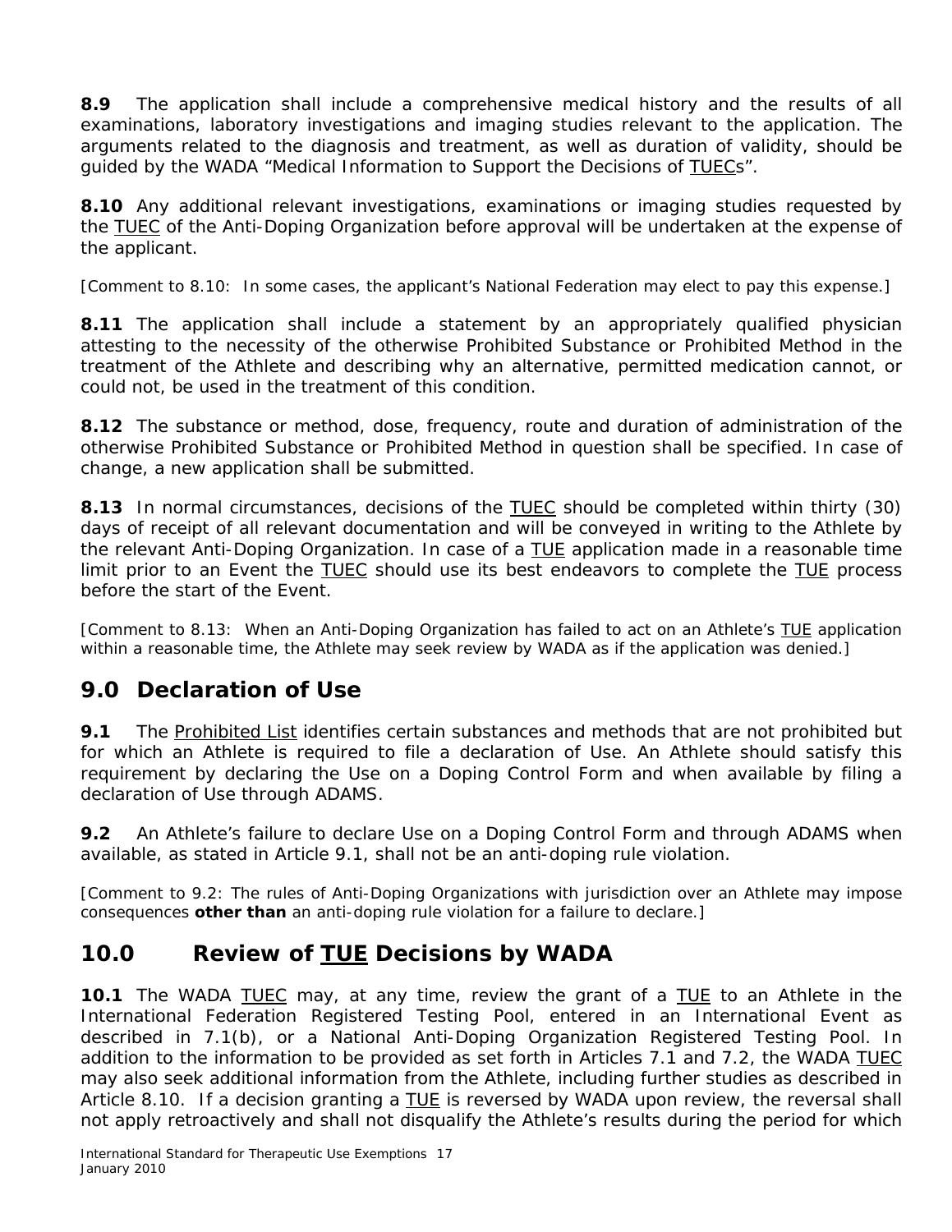**8.9** The application shall include a comprehensive medical history and the results of all examinations, laboratory investigations and imaging studies relevant to the application. The arguments related to the diagnosis and treatment, as well as duration of validity, should be guided by the WADA "Medical Information to Support the Decisions of TUECs".

**8.10** Any additional relevant investigations, examinations or imaging studies requested by the TUEC of the Anti-Doping Organization before approval will be undertaken at the expense of the applicant.

[Comment to 8.10: In some cases, the applicant's National Federation may elect to pay this expense.]

**8.11** The application shall include a statement by an appropriately qualified physician attesting to the necessity of the otherwise Prohibited Substance or Prohibited Method in the treatment of the Athlete and describing why an alternative, permitted medication cannot, or could not, be used in the treatment of this condition.

**8.12** The substance or method, dose, frequency, route and duration of administration of the otherwise Prohibited Substance or Prohibited Method in question shall be specified. In case of change, a new application shall be submitted.

**8.13** In normal circumstances, decisions of the TUEC should be completed within thirty (30) days of receipt of all relevant documentation and will be conveyed in writing to the Athlete by the relevant Anti-Doping Organization. In case of a TUE application made in a reasonable time limit prior to an Event the TUEC should use its best endeavors to complete the TUE process before the start of the Event.

[Comment to 8.13: When an Anti-Doping Organization has failed to act on an Athlete's TUE application within a reasonable time, the Athlete may seek review by WADA as if the application was denied.]

## 9.0 Declaration of Use

**9.1** The Prohibited List identifies certain substances and methods that are not prohibited but for which an Athlete is required to file a declaration of Use. An Athlete should satisfy this requirement by declaring the Use on a Doping Control Form and when available by filing a declaration of Use through ADAMS.

**9.2** An Athlete's failure to declare Use on a Doping Control Form and through ADAMS when available, as stated in Article 9.1, shall not be an anti-doping rule violation.

[Comment to 9.2: The rules of Anti-Doping Organizations with jurisdiction over an Athlete may impose consequences **other than** an anti-doping rule violation for a failure to declare.]

## 10.0 Review of TUE Decisions by WADA

**10.1** The WADA TUEC may, at any time, review the grant of a TUE to an Athlete in the International Federation Registered Testing Pool, entered in an International Event as described in 7.1(b), or a National Anti-Doping Organization Registered Testing Pool. In addition to the information to be provided as set forth in Articles 7.1 and 7.2, the WADA TUEC may also seek additional information from the Athlete, including further studies as described in Article 8.10. If a decision granting a TUE is reversed by WADA upon review, the reversal shall not apply retroactively and shall not disqualify the Athlete's results during the period for which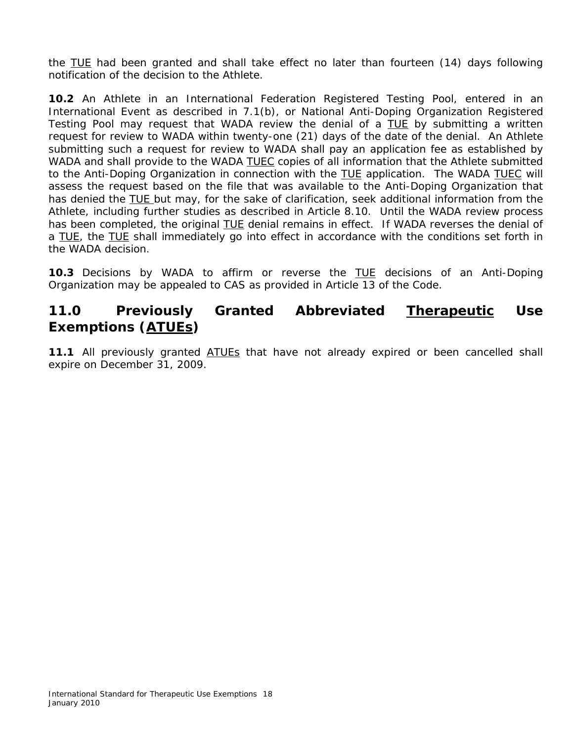the TUE had been granted and shall take effect no later than fourteen (14) days following notification of the decision to the Athlete.

**10.2** An Athlete in an International Federation Registered Testing Pool, entered in an International Event as described in 7.1(b), or National Anti-Doping Organization Registered Testing Pool may request that WADA review the denial of a TUE by submitting a written request for review to WADA within twenty-one (21) days of the date of the denial. An Athlete submitting such a request for review to WADA shall pay an application fee as established by WADA and shall provide to the WADA TUEC copies of all information that the Athlete submitted to the Anti-Doping Organization in connection with the TUE application. The WADA TUEC will assess the request based on the file that was available to the Anti-Doping Organization that has denied the TUE but may, for the sake of clarification, seek additional information from the Athlete, including further studies as described in Article 8.10. Until the WADA review process has been completed, the original TUE denial remains in effect. If WADA reverses the denial of a TUE, the TUE shall immediately go into effect in accordance with the conditions set forth in the WADA decision.

**10.3** Decisions by WADA to affirm or reverse the TUE decisions of an Anti-Doping Organization may be appealed to CAS as provided in Article 13 of the Code.

## 11.0 Previously Granted Abbreviated Therapeutic Use Exemptions (ATUEs)

**11.1** All previously granted ATUEs that have not already expired or been cancelled shall expire on December 31, 2009.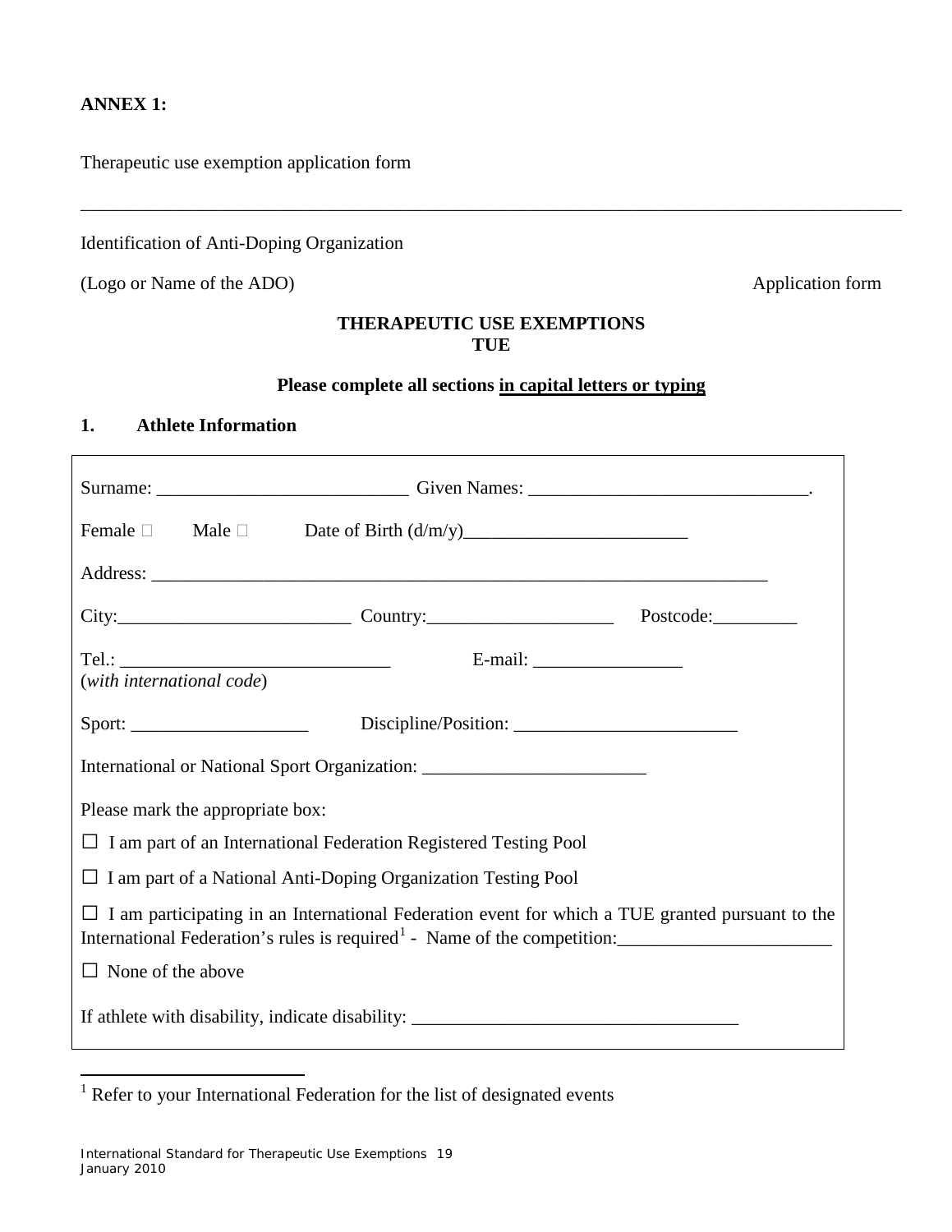**ANNEX 1:**

Therapeutic use exemption application form

---

Identification of Anti-Doping Organization

(Logo or Name of the ADO) Application form

**THERAPEUTIC USE EXEMPTIONS**
**TUE**

**Please complete all sections <u>in capital letters or typing</u>**

## 1. Athlete Information

Surname: ___________________________ Given Names: ______________________________.

Female ☐ Male ☐ Date of Birth (d/m/y)________________________

Address: ____________________________________________________________________

City:_________________________ Country:____________________ Postcode:_________

Tel.: _____________________________ E-mail: ________________
(*with international code*)

Sport: ___________________ Discipline/Position: ________________________

International or National Sport Organization: ________________________

Please mark the appropriate box:

☐ I am part of an International Federation Registered Testing Pool

☐ I am part of a National Anti-Doping Organization Testing Pool

☐ I am participating in an International Federation event for which a TUE granted pursuant to the International Federation's rules is required[1] - Name of the competition:_______________________

☐ None of the above

If athlete with disability, indicate disability: ___________________________________

---

[1] Refer to your International Federation for the list of designated events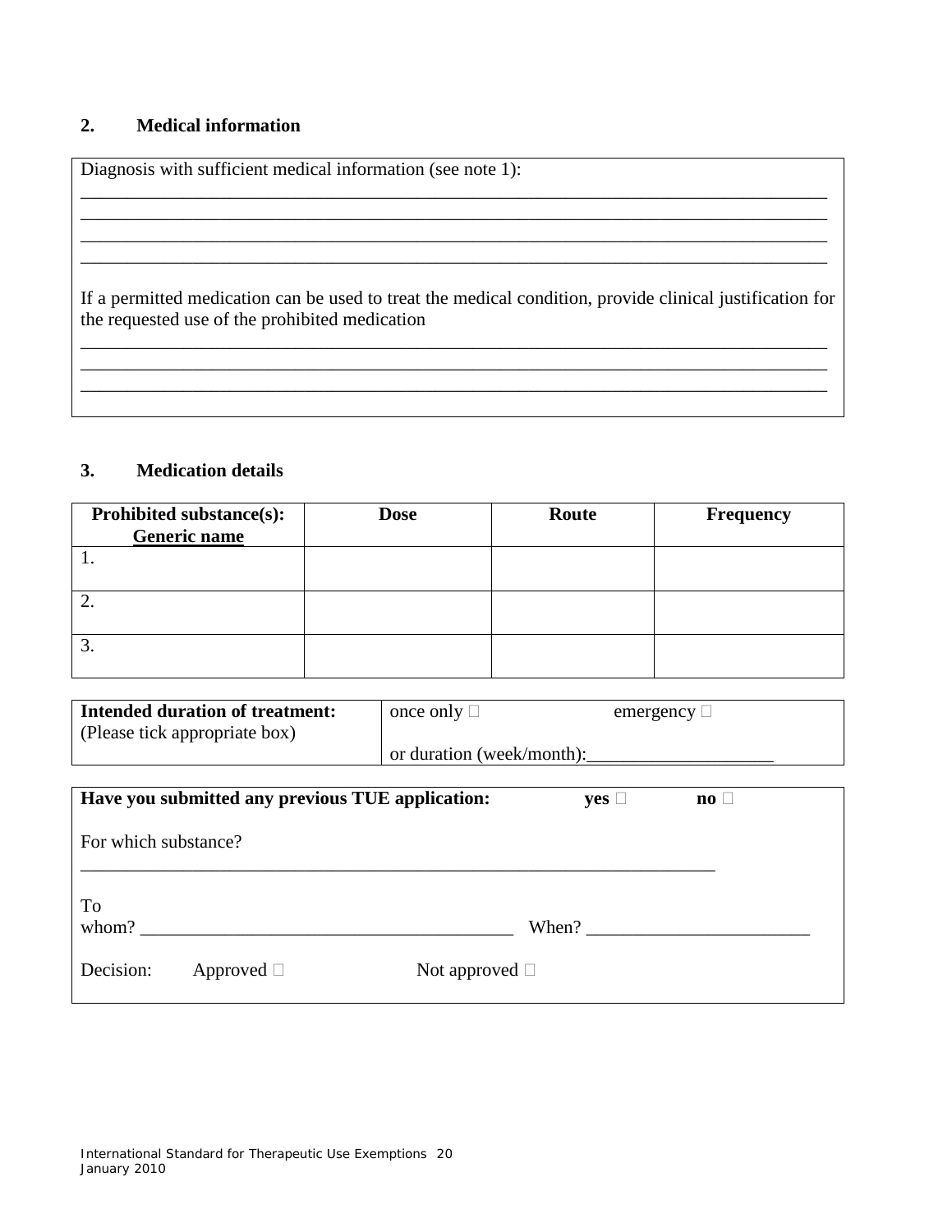## 2. Medical information

Diagnosis with sufficient medical information (see note 1):

_______________________________________________________________________________
_______________________________________________________________________________
_______________________________________________________________________________
_______________________________________________________________________________

If a permitted medication can be used to treat the medical condition, provide clinical justification for the requested use of the prohibited medication

_______________________________________________________________________________
_______________________________________________________________________________
_______________________________________________________________________________

## 3. Medication details

| **Prohibited substance(s): Generic name** | **Dose** | **Route** | **Frequency** |
|---|---|---|---|
| 1. | | | |
| 2. | | | |
| 3. | | | |

| **Intended duration of treatment:** (Please tick appropriate box) | once only ☐ emergency ☐ or duration (week/month):____________________ |
|---|---|

**Have you submitted any previous TUE application:** **yes** ☐ **no** ☐

For which substance?

_______________________________________________________________________

To whom? ________________________________________ When? ________________________

Decision: Approved ☐ Not approved ☐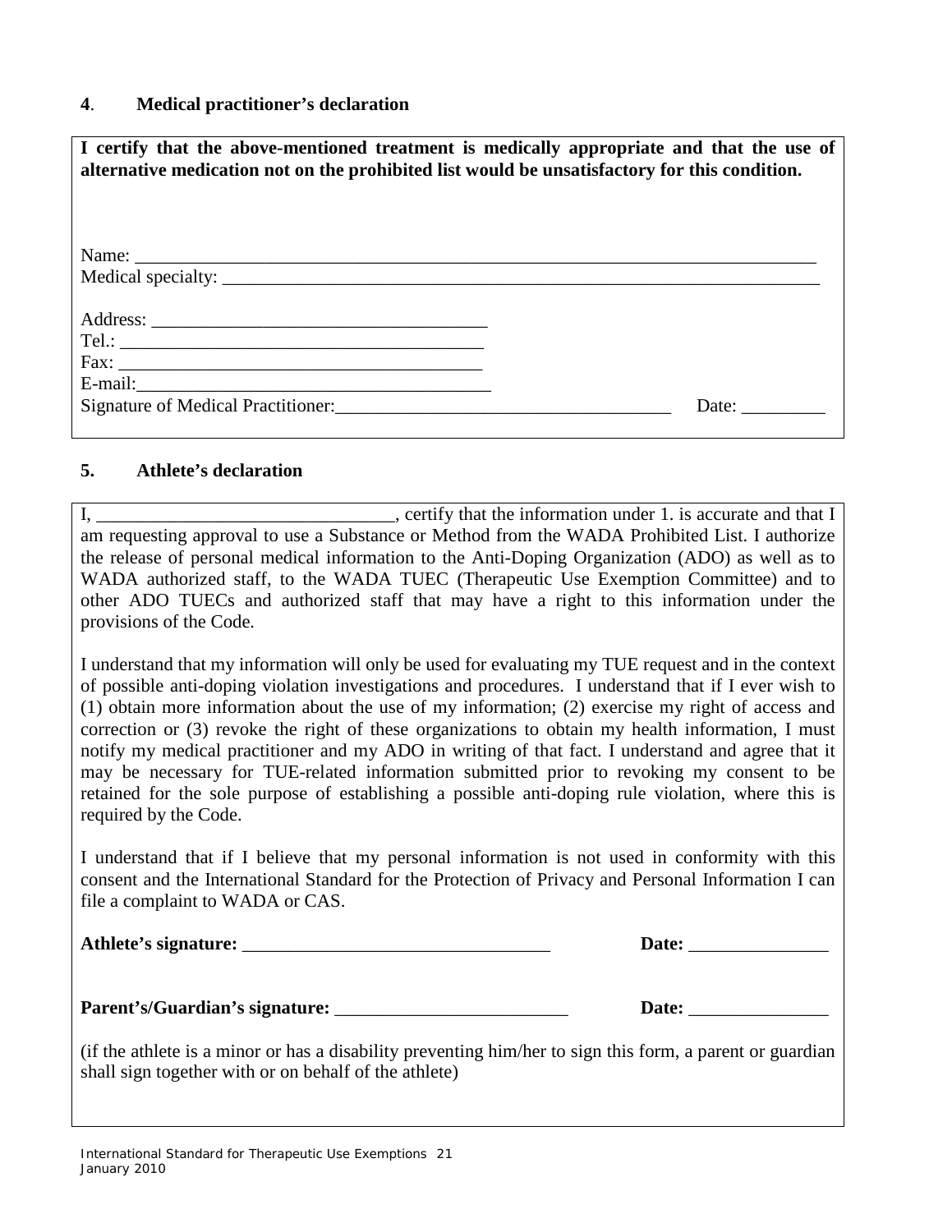## 4. Medical practitioner's declaration

**I certify that the above-mentioned treatment is medically appropriate and that the use of alternative medication not on the prohibited list would be unsatisfactory for this condition.**

Name: ___________________________________________________________________________

Medical specialty: _________________________________________________________________

Address: ____________________________________

Tel.: ________________________________________

Fax: ________________________________________

E-mail:______________________________________

Signature of Medical Practitioner:____________________________________ Date: _________

## 5. Athlete's declaration

I, ________________________________, certify that the information under 1. is accurate and that I am requesting approval to use a Substance or Method from the WADA Prohibited List. I authorize the release of personal medical information to the Anti-Doping Organization (ADO) as well as to WADA authorized staff, to the WADA TUEC (Therapeutic Use Exemption Committee) and to other ADO TUECs and authorized staff that may have a right to this information under the provisions of the Code.

I understand that my information will only be used for evaluating my TUE request and in the context of possible anti-doping violation investigations and procedures. I understand that if I ever wish to (1) obtain more information about the use of my information; (2) exercise my right of access and correction or (3) revoke the right of these organizations to obtain my health information, I must notify my medical practitioner and my ADO in writing of that fact. I understand and agree that it may be necessary for TUE-related information submitted prior to revoking my consent to be retained for the sole purpose of establishing a possible anti-doping rule violation, where this is required by the Code.

I understand that if I believe that my personal information is not used in conformity with this consent and the International Standard for the Protection of Privacy and Personal Information I can file a complaint to WADA or CAS.

**Athlete's signature:** _________________________________ **Date:** _______________

**Parent's/Guardian's signature:** _________________________ **Date:** _______________

(if the athlete is a minor or has a disability preventing him/her to sign this form, a parent or guardian shall sign together with or on behalf of the athlete)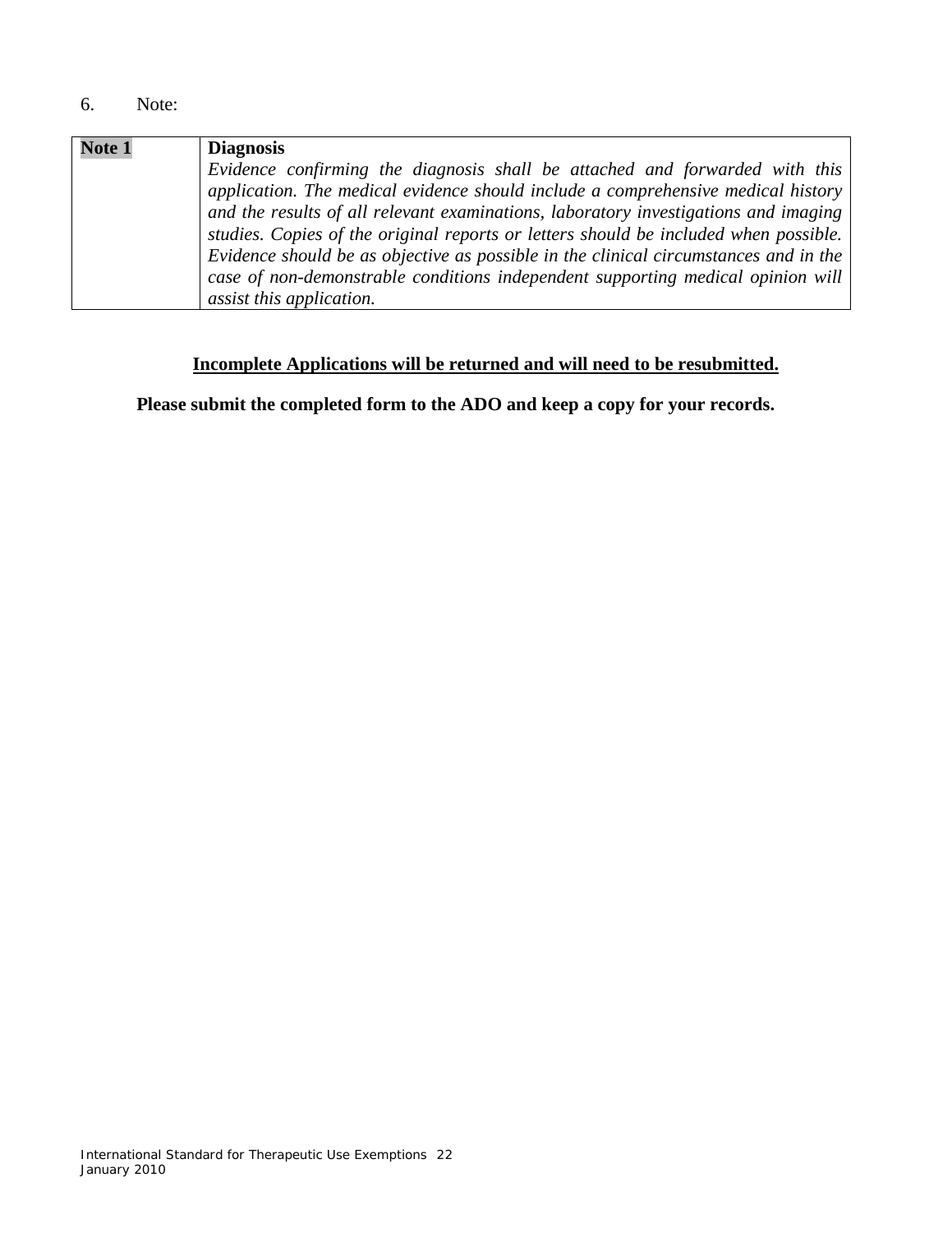6. Note:

| | |
|---|---|
| **Note 1** | **Diagnosis**<br>*Evidence confirming the diagnosis shall be attached and forwarded with this application. The medical evidence should include a comprehensive medical history and the results of all relevant examinations, laboratory investigations and imaging studies. Copies of the original reports or letters should be included when possible. Evidence should be as objective as possible in the clinical circumstances and in the case of non-demonstrable conditions independent supporting medical opinion will assist this application.* |

**Incomplete Applications will be returned and will need to be resubmitted.**

**Please submit the completed form to the ADO and keep a copy for your records.**